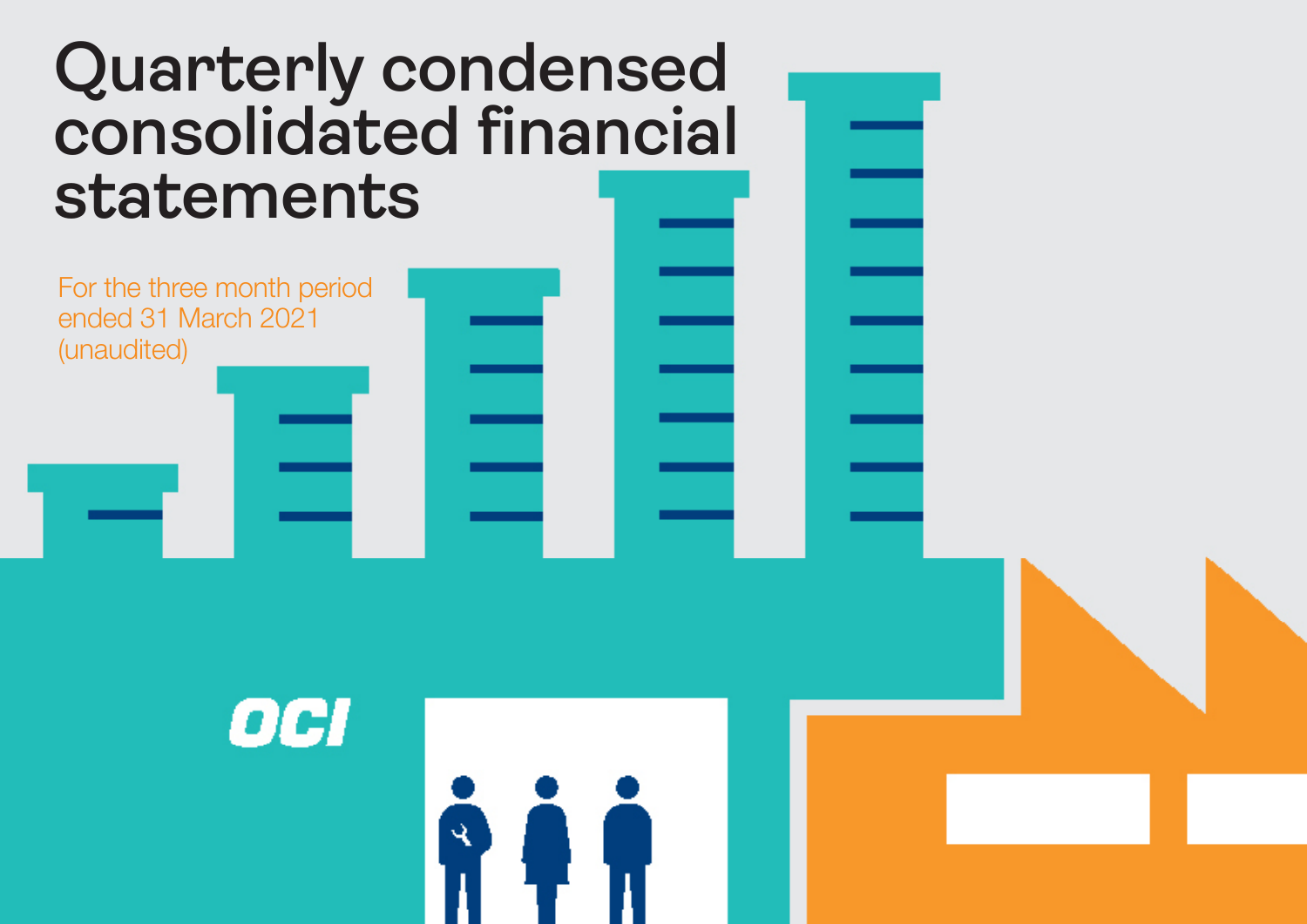# Quarterly condensed consolidated financial statements

For the three month period ended 31 March 2021 (unaudited)

OCI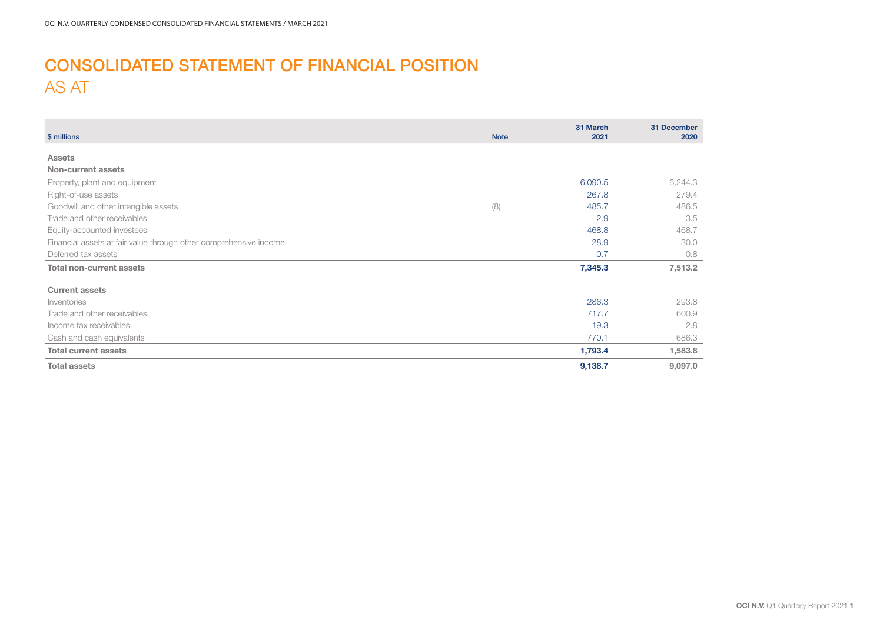# CONSOLIDATED STATEMENT OF FINANCIAL POSITION
## AS AT

| $ millions | Note | 31 March 2021 | 31 December 2020 |
|---|---|---|---|
| **Assets** | | | |
| **Non-current assets** | | | |
| Property, plant and equipment | | 6,090.5 | 6,244.3 |
| Right-of-use assets | | 267.8 | 279.4 |
| Goodwill and other intangible assets | (8) | 485.7 | 486.5 |
| Trade and other receivables | | 2.9 | 3.5 |
| Equity-accounted investees | | 468.8 | 468.7 |
| Financial assets at fair value through other comprehensive income | | 28.9 | 30.0 |
| Deferred tax assets | | 0.7 | 0.8 |
| **Total non-current assets** | | **7,345.3** | **7,513.2** |
| **Current assets** | | | |
| Inventories | | 286.3 | 293.8 |
| Trade and other receivables | | 717.7 | 600.9 |
| Income tax receivables | | 19.3 | 2.8 |
| Cash and cash equivalents | | 770.1 | 686.3 |
| **Total current assets** | | **1,793.4** | **1,583.8** |
| **Total assets** | | **9,138.7** | **9,097.0** |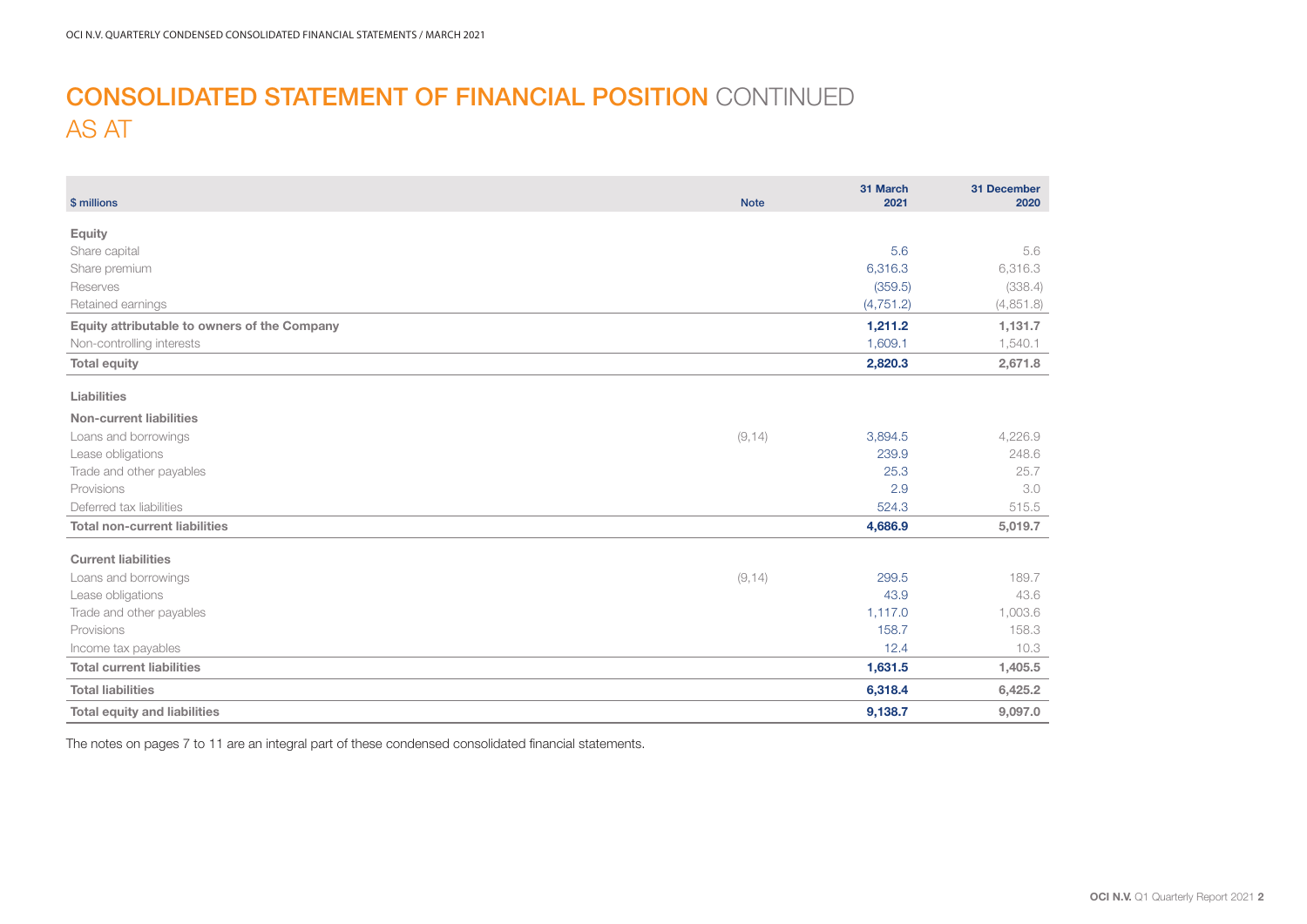# CONSOLIDATED STATEMENT OF FINANCIAL POSITION CONTINUED

## AS AT

| $ millions | Note | 31 March 2021 | 31 December 2020 |
|---|---|---|---|
| **Equity** | | | |
| Share capital | | 5.6 | 5.6 |
| Share premium | | 6,316.3 | 6,316.3 |
| Reserves | | (359.5) | (338.4) |
| Retained earnings | | (4,751.2) | (4,851.8) |
| **Equity attributable to owners of the Company** | | **1,211.2** | **1,131.7** |
| Non-controlling interests | | 1,609.1 | 1,540.1 |
| **Total equity** | | **2,820.3** | **2,671.8** |
| **Liabilities** | | | |
| **Non-current liabilities** | | | |
| Loans and borrowings | (9,14) | 3,894.5 | 4,226.9 |
| Lease obligations | | 239.9 | 248.6 |
| Trade and other payables | | 25.3 | 25.7 |
| Provisions | | 2.9 | 3.0 |
| Deferred tax liabilities | | 524.3 | 515.5 |
| **Total non-current liabilities** | | **4,686.9** | **5,019.7** |
| **Current liabilities** | | | |
| Loans and borrowings | (9,14) | 299.5 | 189.7 |
| Lease obligations | | 43.9 | 43.6 |
| Trade and other payables | | 1,117.0 | 1,003.6 |
| Provisions | | 158.7 | 158.3 |
| Income tax payables | | 12.4 | 10.3 |
| **Total current liabilities** | | **1,631.5** | **1,405.5** |
| **Total liabilities** | | **6,318.4** | **6,425.2** |
| **Total equity and liabilities** | | **9,138.7** | **9,097.0** |

The notes on pages 7 to 11 are an integral part of these condensed consolidated financial statements.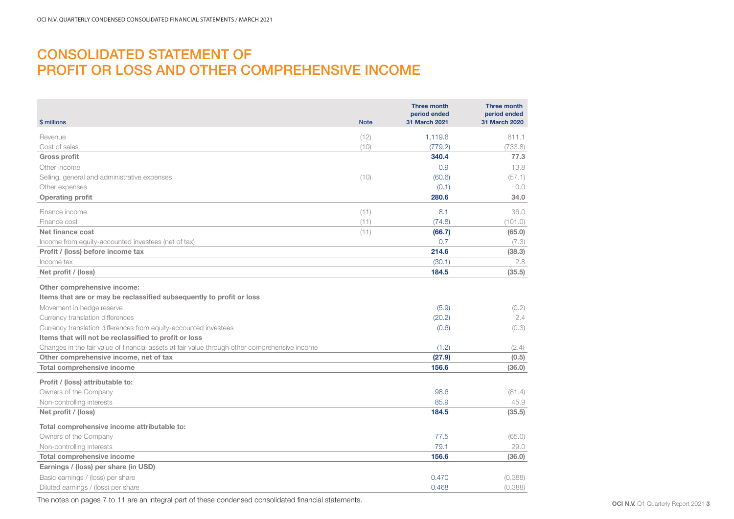# CONSOLIDATED STATEMENT OF PROFIT OR LOSS AND OTHER COMPREHENSIVE INCOME

| $ millions | Note | Three month period ended 31 March 2021 | Three month period ended 31 March 2020 |
|---|---|---|---|
| Revenue | (12) | 1,119.6 | 811.1 |
| Cost of sales | (10) | (779.2) | (733.8) |
| **Gross profit** | | **340.4** | **77.3** |
| Other income | | 0.9 | 13.8 |
| Selling, general and administrative expenses | (10) | (60.6) | (57.1) |
| Other expenses | | (0.1) | 0.0 |
| **Operating profit** | | **280.6** | **34.0** |
| Finance income | (11) | 8.1 | 36.0 |
| Finance cost | (11) | (74.8) | (101.0) |
| **Net finance cost** | (11) | **(66.7)** | **(65.0)** |
| Income from equity-accounted investees (net of tax) | | 0.7 | (7.3) |
| **Profit / (loss) before income tax** | | **214.6** | **(38.3)** |
| Income tax | | (30.1) | 2.8 |
| **Net profit / (loss)** | | **184.5** | **(35.5)** |
| **Other comprehensive income:** | | | |
| **Items that are or may be reclassified subsequently to profit or loss** | | | |
| Movement in hedge reserve | | (5.9) | (0.2) |
| Currency translation differences | | (20.2) | 2.4 |
| Currency translation differences from equity-accounted investees | | (0.6) | (0.3) |
| **Items that will not be reclassified to profit or loss** | | | |
| Changes in the fair value of financial assets at fair value through other comprehensive income | | (1.2) | (2.4) |
| **Other comprehensive income, net of tax** | | **(27.9)** | **(0.5)** |
| **Total comprehensive income** | | **156.6** | **(36.0)** |
| **Profit / (loss) attributable to:** | | | |
| Owners of the Company | | 98.6 | (81.4) |
| Non-controlling interests | | 85.9 | 45.9 |
| **Net profit / (loss)** | | **184.5** | **(35.5)** |
| **Total comprehensive income attributable to:** | | | |
| Owners of the Company | | 77.5 | (65.0) |
| Non-controlling interests | | 79.1 | 29.0 |
| **Total comprehensive income** | | **156.6** | **(36.0)** |
| **Earnings / (loss) per share (in USD)** | | | |
| Basic earnings / (loss) per share | | 0.470 | (0.388) |
| Diluted earnings / (loss) per share | | 0.468 | (0.388) |

The notes on pages 7 to 11 are an integral part of these condensed consolidated financial statements.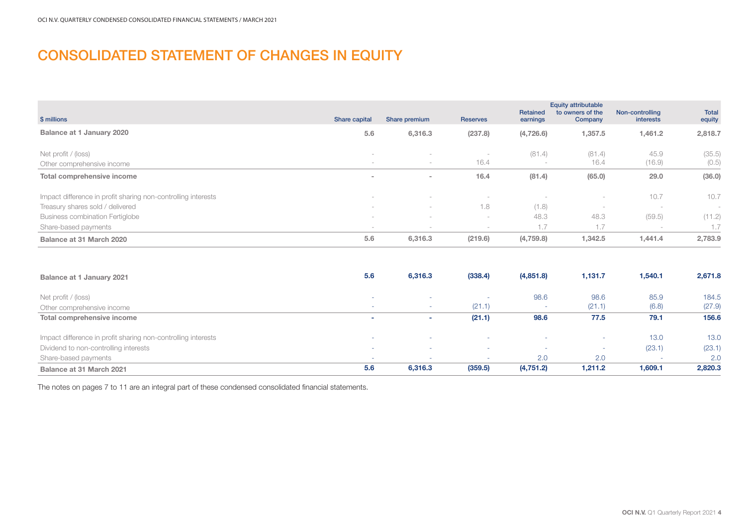# CONSOLIDATED STATEMENT OF CHANGES IN EQUITY

| $ millions | Share capital | Share premium | Reserves | Retained earnings | Equity attributable to owners of the Company | Non-controlling interests | Total equity |
|---|---|---|---|---|---|---|---|
| **Balance at 1 January 2020** | **5.6** | **6,316.3** | **(237.8)** | **(4,726.6)** | **1,357.5** | **1,461.2** | **2,818.7** |
| Net profit / (loss) | - | - | - | (81.4) | (81.4) | 45.9 | (35.5) |
| Other comprehensive income | - | - | 16.4 | - | 16.4 | (16.9) | (0.5) |
| **Total comprehensive income** | **-** | **-** | **16.4** | **(81.4)** | **(65.0)** | **29.0** | **(36.0)** |
| Impact difference in profit sharing non-controlling interests | - | - | - | - | - | 10.7 | 10.7 |
| Treasury shares sold / delivered | - | - | 1.8 | (1.8) | - | - | - |
| Business combination Fertiglobe | - | - | - | 48.3 | 48.3 | (59.5) | (11.2) |
| Share-based payments | - | - | - | 1.7 | 1.7 | - | 1.7 |
| **Balance at 31 March 2020** | **5.6** | **6,316.3** | **(219.6)** | **(4,759.8)** | **1,342.5** | **1,441.4** | **2,783.9** |
| | | | | | | | |
| **Balance at 1 January 2021** | **5.6** | **6,316.3** | **(338.4)** | **(4,851.8)** | **1,131.7** | **1,540.1** | **2,671.8** |
| Net profit / (loss) | - | - | - | 98.6 | 98.6 | 85.9 | 184.5 |
| Other comprehensive income | - | - | (21.1) | - | (21.1) | (6.8) | (27.9) |
| **Total comprehensive income** | **-** | **-** | **(21.1)** | **98.6** | **77.5** | **79.1** | **156.6** |
| Impact difference in profit sharing non-controlling interests | - | - | - | - | - | 13.0 | 13.0 |
| Dividend to non-controlling interests | - | - | - | - | - | (23.1) | (23.1) |
| Share-based payments | - | - | - | 2.0 | 2.0 | - | 2.0 |
| **Balance at 31 March 2021** | **5.6** | **6,316.3** | **(359.5)** | **(4,751.2)** | **1,211.2** | **1,609.1** | **2,820.3** |

The notes on pages 7 to 11 are an integral part of these condensed consolidated financial statements.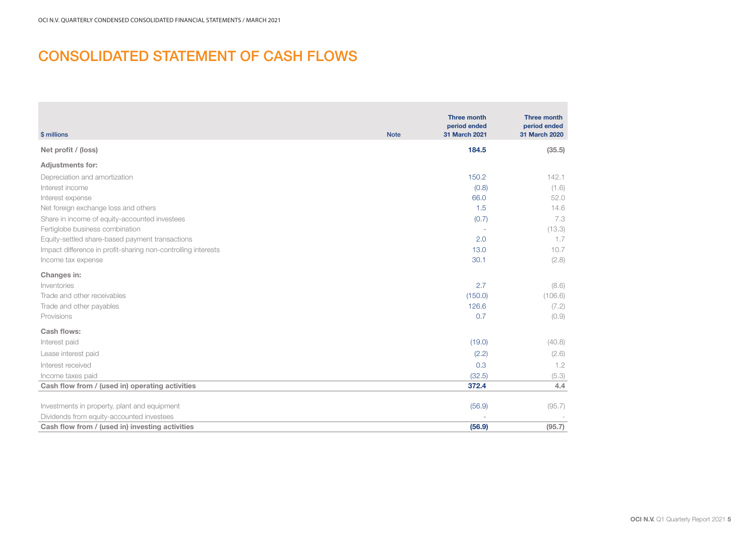# CONSOLIDATED STATEMENT OF CASH FLOWS

| $ millions | Note | Three month period ended 31 March 2021 | Three month period ended 31 March 2020 |
|---|---|---|---|
| **Net profit / (loss)** | | **184.5** | **(35.5)** |
| **Adjustments for:** | | | |
| Depreciation and amortization | | 150.2 | 142.1 |
| Interest income | | (0.8) | (1.6) |
| Interest expense | | 66.0 | 52.0 |
| Net foreign exchange loss and others | | 1.5 | 14.6 |
| Share in income of equity-accounted investees | | (0.7) | 7.3 |
| Fertiglobe business combination | | - | (13.3) |
| Equity-settled share-based payment transactions | | 2.0 | 1.7 |
| Impact difference in profit-sharing non-controlling interests | | 13.0 | 10.7 |
| Income tax expense | | 30.1 | (2.8) |
| **Changes in:** | | | |
| Inventories | | 2.7 | (8.6) |
| Trade and other receivables | | (150.0) | (106.6) |
| Trade and other payables | | 126.6 | (7.2) |
| Provisions | | 0.7 | (0.9) |
| **Cash flows:** | | | |
| Interest paid | | (19.0) | (40.8) |
| Lease interest paid | | (2.2) | (2.6) |
| Interest received | | 0.3 | 1.2 |
| Income taxes paid | | (32.5) | (5.3) |
| **Cash flow from / (used in) operating activities** | | **372.4** | **4.4** |
| Investments in property, plant and equipment | | (56.9) | (95.7) |
| Dividends from equity-accounted investees | | - | - |
| **Cash flow from / (used in) investing activities** | | **(56.9)** | **(95.7)** |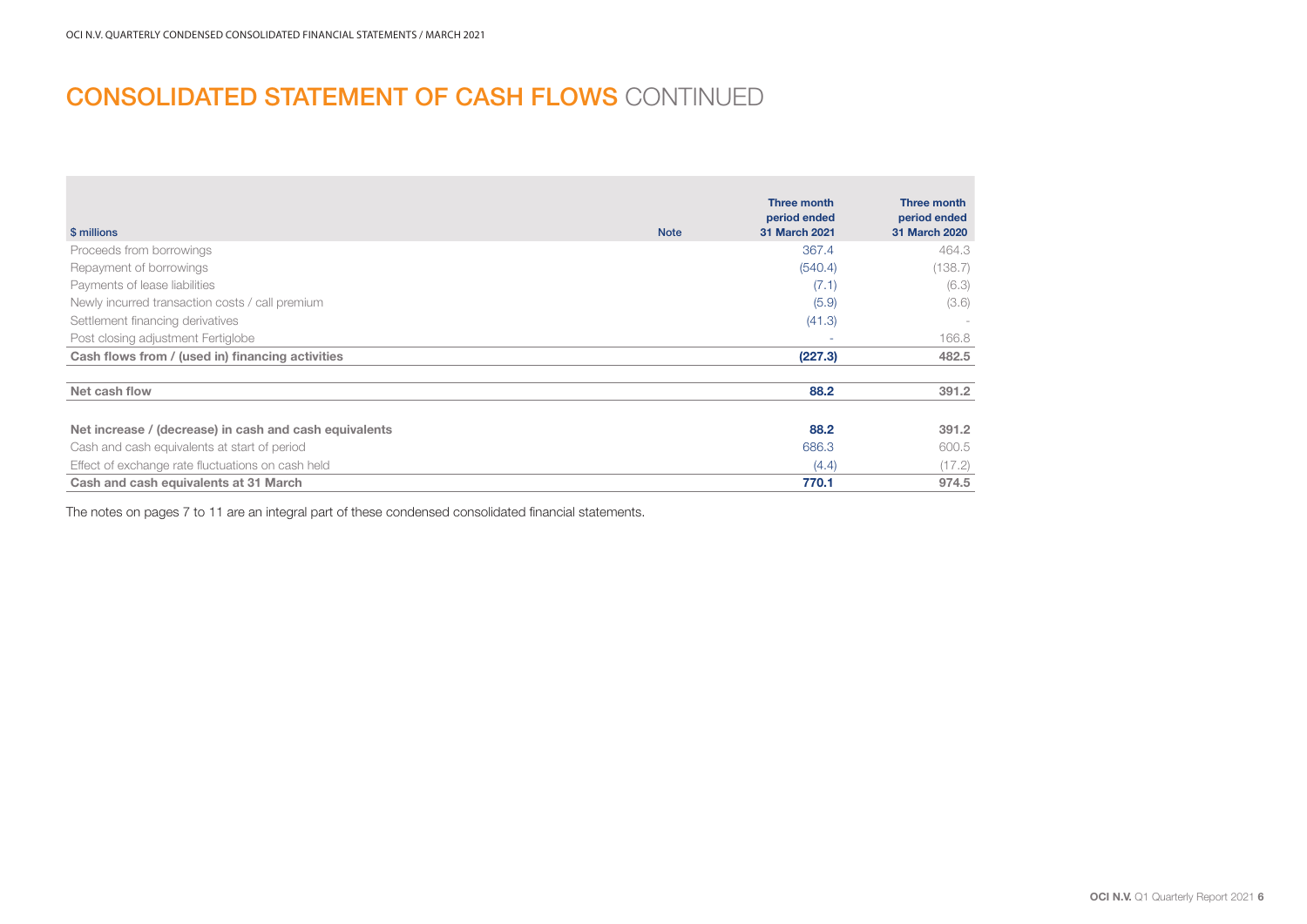# CONSOLIDATED STATEMENT OF CASH FLOWS CONTINUED

| $ millions | Note | Three month period ended 31 March 2021 | Three month period ended 31 March 2020 |
|---|---|---|---|
| Proceeds from borrowings | | 367.4 | 464.3 |
| Repayment of borrowings | | (540.4) | (138.7) |
| Payments of lease liabilities | | (7.1) | (6.3) |
| Newly incurred transaction costs / call premium | | (5.9) | (3.6) |
| Settlement financing derivatives | | (41.3) | - |
| Post closing adjustment Fertiglobe | | - | 166.8 |
| **Cash flows from / (used in) financing activities** | | **(227.3)** | **482.5** |
| | | | |
| **Net cash flow** | | **88.2** | **391.2** |
| | | | |
| **Net increase / (decrease) in cash and cash equivalents** | | **88.2** | **391.2** |
| Cash and cash equivalents at start of period | | 686.3 | 600.5 |
| Effect of exchange rate fluctuations on cash held | | (4.4) | (17.2) |
| **Cash and cash equivalents at 31 March** | | **770.1** | **974.5** |

The notes on pages 7 to 11 are an integral part of these condensed consolidated financial statements.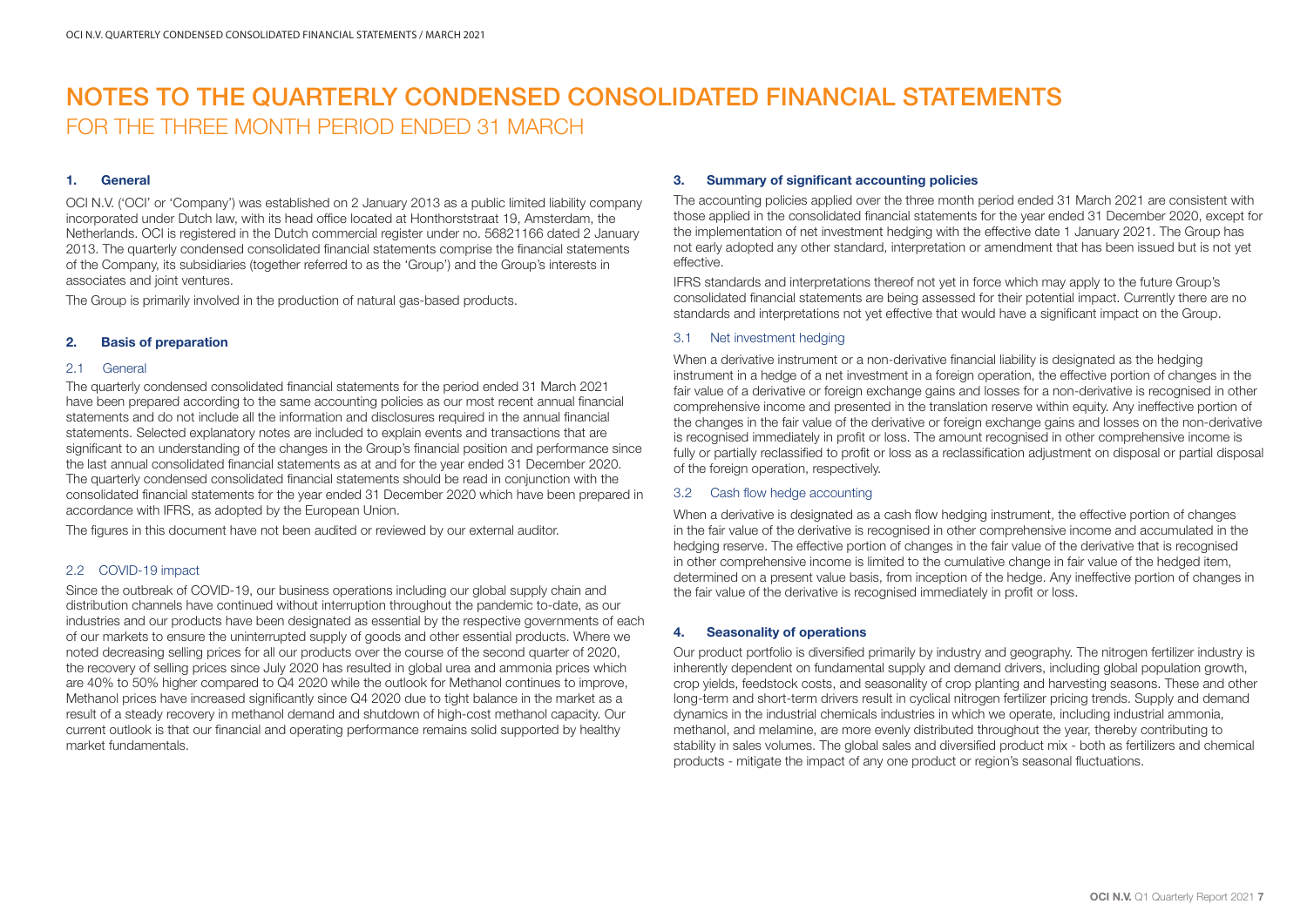# NOTES TO THE QUARTERLY CONDENSED CONSOLIDATED FINANCIAL STATEMENTS
## FOR THE THREE MONTH PERIOD ENDED 31 MARCH

### 1. General

OCI N.V. ('OCI' or 'Company') was established on 2 January 2013 as a public limited liability company incorporated under Dutch law, with its head office located at Honthorststraat 19, Amsterdam, the Netherlands. OCI is registered in the Dutch commercial register under no. 56821166 dated 2 January 2013. The quarterly condensed consolidated financial statements comprise the financial statements of the Company, its subsidiaries (together referred to as the 'Group') and the Group's interests in associates and joint ventures.

The Group is primarily involved in the production of natural gas-based products.

### 2. Basis of preparation

#### 2.1 General

The quarterly condensed consolidated financial statements for the period ended 31 March 2021 have been prepared according to the same accounting policies as our most recent annual financial statements and do not include all the information and disclosures required in the annual financial statements. Selected explanatory notes are included to explain events and transactions that are significant to an understanding of the changes in the Group's financial position and performance since the last annual consolidated financial statements as at and for the year ended 31 December 2020. The quarterly condensed consolidated financial statements should be read in conjunction with the consolidated financial statements for the year ended 31 December 2020 which have been prepared in accordance with IFRS, as adopted by the European Union.

The figures in this document have not been audited or reviewed by our external auditor.

#### 2.2 COVID-19 impact

Since the outbreak of COVID-19, our business operations including our global supply chain and distribution channels have continued without interruption throughout the pandemic to-date, as our industries and our products have been designated as essential by the respective governments of each of our markets to ensure the uninterrupted supply of goods and other essential products. Where we noted decreasing selling prices for all our products over the course of the second quarter of 2020, the recovery of selling prices since July 2020 has resulted in global urea and ammonia prices which are 40% to 50% higher compared to Q4 2020 while the outlook for Methanol continues to improve, Methanol prices have increased significantly since Q4 2020 due to tight balance in the market as a result of a steady recovery in methanol demand and shutdown of high-cost methanol capacity. Our current outlook is that our financial and operating performance remains solid supported by healthy market fundamentals.

### 3. Summary of significant accounting policies

The accounting policies applied over the three month period ended 31 March 2021 are consistent with those applied in the consolidated financial statements for the year ended 31 December 2020, except for the implementation of net investment hedging with the effective date 1 January 2021. The Group has not early adopted any other standard, interpretation or amendment that has been issued but is not yet effective.

IFRS standards and interpretations thereof not yet in force which may apply to the future Group's consolidated financial statements are being assessed for their potential impact. Currently there are no standards and interpretations not yet effective that would have a significant impact on the Group.

#### 3.1 Net investment hedging

When a derivative instrument or a non-derivative financial liability is designated as the hedging instrument in a hedge of a net investment in a foreign operation, the effective portion of changes in the fair value of a derivative or foreign exchange gains and losses for a non-derivative is recognised in other comprehensive income and presented in the translation reserve within equity. Any ineffective portion of the changes in the fair value of the derivative or foreign exchange gains and losses on the non-derivative is recognised immediately in profit or loss. The amount recognised in other comprehensive income is fully or partially reclassified to profit or loss as a reclassification adjustment on disposal or partial disposal of the foreign operation, respectively.

#### 3.2 Cash flow hedge accounting

When a derivative is designated as a cash flow hedging instrument, the effective portion of changes in the fair value of the derivative is recognised in other comprehensive income and accumulated in the hedging reserve. The effective portion of changes in the fair value of the derivative that is recognised in other comprehensive income is limited to the cumulative change in fair value of the hedged item, determined on a present value basis, from inception of the hedge. Any ineffective portion of changes in the fair value of the derivative is recognised immediately in profit or loss.

### 4. Seasonality of operations

Our product portfolio is diversified primarily by industry and geography. The nitrogen fertilizer industry is inherently dependent on fundamental supply and demand drivers, including global population growth, crop yields, feedstock costs, and seasonality of crop planting and harvesting seasons. These and other long-term and short-term drivers result in cyclical nitrogen fertilizer pricing trends. Supply and demand dynamics in the industrial chemicals industries in which we operate, including industrial ammonia, methanol, and melamine, are more evenly distributed throughout the year, thereby contributing to stability in sales volumes. The global sales and diversified product mix - both as fertilizers and chemical products - mitigate the impact of any one product or region's seasonal fluctuations.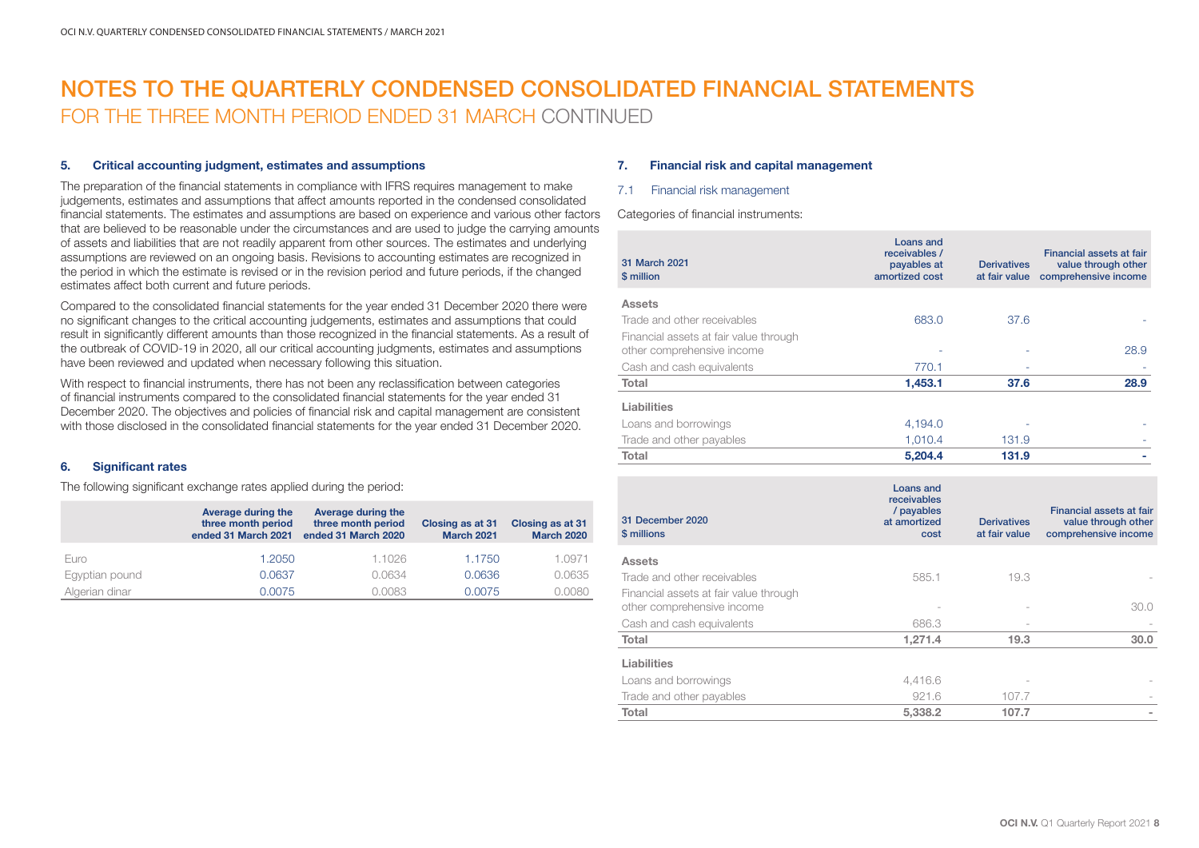# NOTES TO THE QUARTERLY CONDENSED CONSOLIDATED FINANCIAL STATEMENTS

## FOR THE THREE MONTH PERIOD ENDED 31 MARCH CONTINUED

### 5. Critical accounting judgment, estimates and assumptions

The preparation of the financial statements in compliance with IFRS requires management to make judgements, estimates and assumptions that affect amounts reported in the condensed consolidated financial statements. The estimates and assumptions are based on experience and various other factors that are believed to be reasonable under the circumstances and are used to judge the carrying amounts of assets and liabilities that are not readily apparent from other sources. The estimates and underlying assumptions are reviewed on an ongoing basis. Revisions to accounting estimates are recognized in the period in which the estimate is revised or in the revision period and future periods, if the changed estimates affect both current and future periods.

Compared to the consolidated financial statements for the year ended 31 December 2020 there were no significant changes to the critical accounting judgements, estimates and assumptions that could result in significantly different amounts than those recognized in the financial statements. As a result of the outbreak of COVID-19 in 2020, all our critical accounting judgments, estimates and assumptions have been reviewed and updated when necessary following this situation.

With respect to financial instruments, there has not been any reclassification between categories of financial instruments compared to the consolidated financial statements for the year ended 31 December 2020. The objectives and policies of financial risk and capital management are consistent with those disclosed in the consolidated financial statements for the year ended 31 December 2020.

### 6. Significant rates

The following significant exchange rates applied during the period:

| | Average during the three month period ended 31 March 2021 | Average during the three month period ended 31 March 2020 | Closing as at 31 March 2021 | Closing as at 31 March 2020 |
|---|---|---|---|---|
| Euro | 1.2050 | 1.1026 | 1.1750 | 1.0971 |
| Egyptian pound | 0.0637 | 0.0634 | 0.0636 | 0.0635 |
| Algerian dinar | 0.0075 | 0.0083 | 0.0075 | 0.0080 |

### 7. Financial risk and capital management

#### 7.1 Financial risk management

Categories of financial instruments:

| 31 March 2021<br>$ million | Loans and receivables / payables at amortized cost | Derivatives at fair value | Financial assets at fair value through other comprehensive income |
|---|---|---|---|
| **Assets** | | | |
| Trade and other receivables | 683.0 | 37.6 | - |
| Financial assets at fair value through other comprehensive income | - | - | 28.9 |
| Cash and cash equivalents | 770.1 | - | - |
| **Total** | **1,453.1** | **37.6** | **28.9** |
| **Liabilities** | | | |
| Loans and borrowings | 4,194.0 | - | - |
| Trade and other payables | 1,010.4 | 131.9 | - |
| **Total** | **5,204.4** | **131.9** | **-** |

| 31 December 2020<br>$ millions | Loans and receivables / payables at amortized cost | Derivatives at fair value | Financial assets at fair value through other comprehensive income |
|---|---|---|---|
| **Assets** | | | |
| Trade and other receivables | 585.1 | 19.3 | - |
| Financial assets at fair value through other comprehensive income | - | - | 30.0 |
| Cash and cash equivalents | 686.3 | - | - |
| **Total** | **1,271.4** | **19.3** | **30.0** |
| **Liabilities** | | | |
| Loans and borrowings | 4,416.6 | - | - |
| Trade and other payables | 921.6 | 107.7 | - |
| **Total** | **5,338.2** | **107.7** | **-** |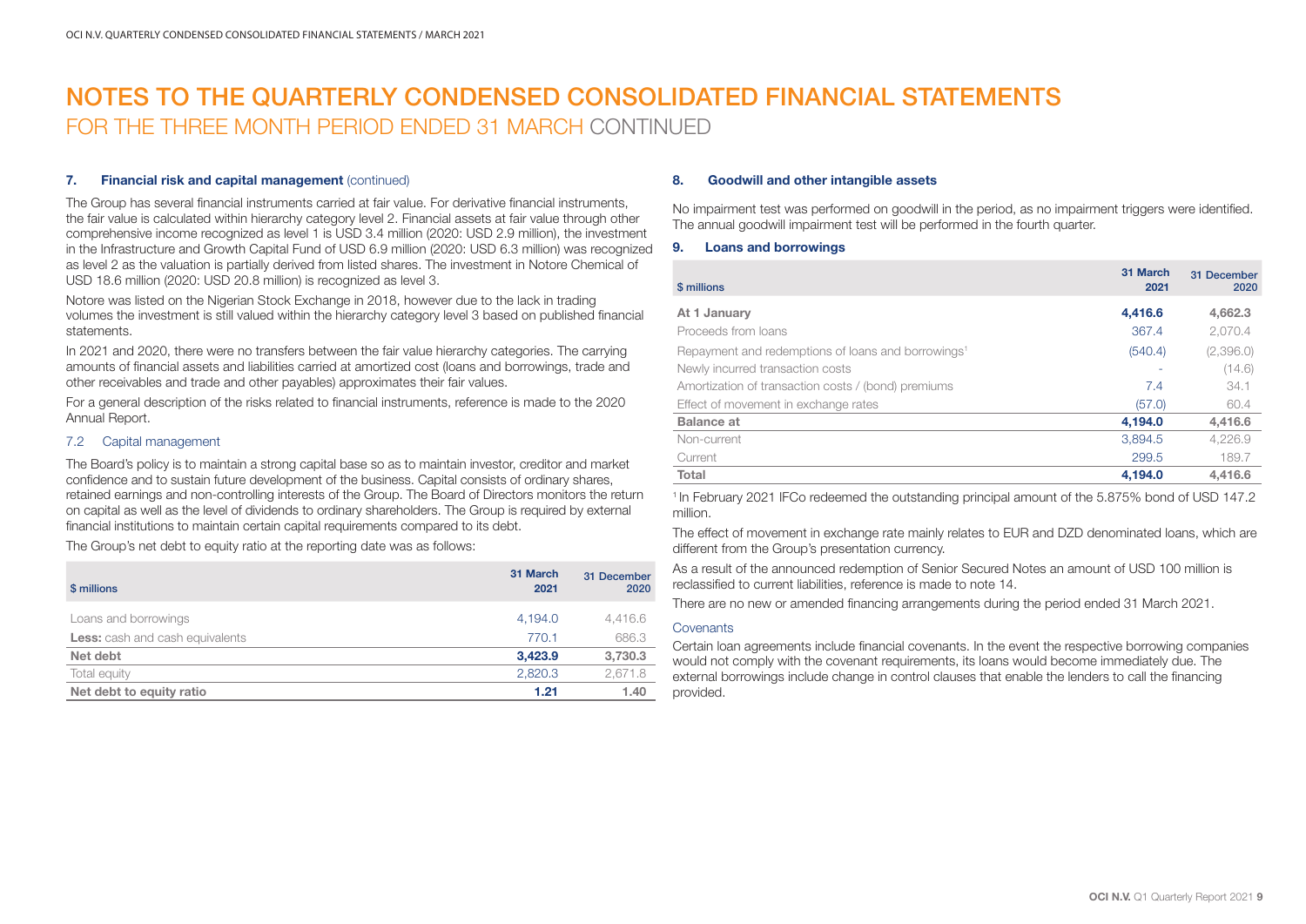# NOTES TO THE QUARTERLY CONDENSED CONSOLIDATED FINANCIAL STATEMENTS

## FOR THE THREE MONTH PERIOD ENDED 31 MARCH CONTINUED

### 7. Financial risk and capital management (continued)

The Group has several financial instruments carried at fair value. For derivative financial instruments, the fair value is calculated within hierarchy category level 2. Financial assets at fair value through other comprehensive income recognized as level 1 is USD 3.4 million (2020: USD 2.9 million), the investment in the Infrastructure and Growth Capital Fund of USD 6.9 million (2020: USD 6.3 million) was recognized as level 2 as the valuation is partially derived from listed shares. The investment in Notore Chemical of USD 18.6 million (2020: USD 20.8 million) is recognized as level 3.

Notore was listed on the Nigerian Stock Exchange in 2018, however due to the lack in trading volumes the investment is still valued within the hierarchy category level 3 based on published financial statements.

In 2021 and 2020, there were no transfers between the fair value hierarchy categories. The carrying amounts of financial assets and liabilities carried at amortized cost (loans and borrowings, trade and other receivables and trade and other payables) approximates their fair values.

For a general description of the risks related to financial instruments, reference is made to the 2020 Annual Report.

#### 7.2 Capital management

The Board's policy is to maintain a strong capital base so as to maintain investor, creditor and market confidence and to sustain future development of the business. Capital consists of ordinary shares, retained earnings and non-controlling interests of the Group. The Board of Directors monitors the return on capital as well as the level of dividends to ordinary shareholders. The Group is required by external financial institutions to maintain certain capital requirements compared to its debt.

The Group's net debt to equity ratio at the reporting date was as follows:

| $ millions | 31 March 2021 | 31 December 2020 |
|---|---|---|
| Loans and borrowings | 4,194.0 | 4,416.6 |
| **Less:** cash and cash equivalents | 770.1 | 686.3 |
| **Net debt** | **3,423.9** | **3,730.3** |
| Total equity | 2,820.3 | 2,671.8 |
| **Net debt to equity ratio** | **1.21** | **1.40** |

### 8. Goodwill and other intangible assets

No impairment test was performed on goodwill in the period, as no impairment triggers were identified. The annual goodwill impairment test will be performed in the fourth quarter.

### 9. Loans and borrowings

| $ millions | 31 March 2021 | 31 December 2020 |
|---|---|---|
| **At 1 January** | **4,416.6** | **4,662.3** |
| Proceeds from loans | 367.4 | 2,070.4 |
| Repayment and redemptions of loans and borrowings[1] | (540.4) | (2,396.0) |
| Newly incurred transaction costs | - | (14.6) |
| Amortization of transaction costs / (bond) premiums | 7.4 | 34.1 |
| Effect of movement in exchange rates | (57.0) | 60.4 |
| **Balance at** | **4,194.0** | **4,416.6** |
| Non-current | 3,894.5 | 4,226.9 |
| Current | 299.5 | 189.7 |
| **Total** | **4,194.0** | **4,416.6** |

[1] In February 2021 IFCo redeemed the outstanding principal amount of the 5.875% bond of USD 147.2 million.

The effect of movement in exchange rate mainly relates to EUR and DZD denominated loans, which are different from the Group's presentation currency.

As a result of the announced redemption of Senior Secured Notes an amount of USD 100 million is reclassified to current liabilities, reference is made to note 14.

There are no new or amended financing arrangements during the period ended 31 March 2021.

#### Covenants

Certain loan agreements include financial covenants. In the event the respective borrowing companies would not comply with the covenant requirements, its loans would become immediately due. The external borrowings include change in control clauses that enable the lenders to call the financing provided.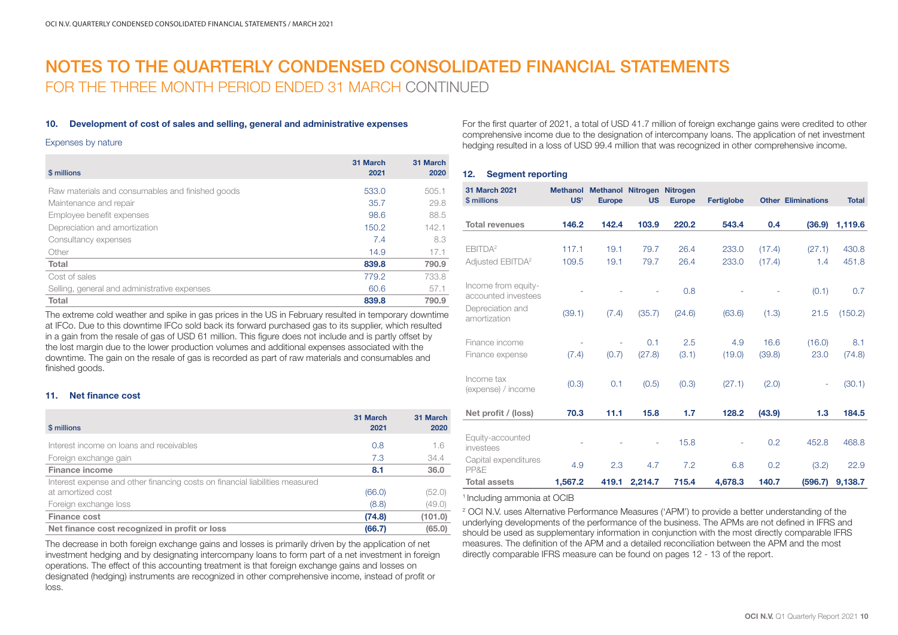# NOTES TO THE QUARTERLY CONDENSED CONSOLIDATED FINANCIAL STATEMENTS

## FOR THE THREE MONTH PERIOD ENDED 31 MARCH CONTINUED

### 10. Development of cost of sales and selling, general and administrative expenses

Expenses by nature

| $ millions | 31 March 2021 | 31 March 2020 |
|---|---|---|
| Raw materials and consumables and finished goods | 533.0 | 505.1 |
| Maintenance and repair | 35.7 | 29.8 |
| Employee benefit expenses | 98.6 | 88.5 |
| Depreciation and amortization | 150.2 | 142.1 |
| Consultancy expenses | 7.4 | 8.3 |
| Other | 14.9 | 17.1 |
| **Total** | **839.8** | **790.9** |
| Cost of sales | 779.2 | 733.8 |
| Selling, general and administrative expenses | 60.6 | 57.1 |
| **Total** | **839.8** | **790.9** |

The extreme cold weather and spike in gas prices in the US in February resulted in temporary downtime at IFCo. Due to this downtime IFCo sold back its forward purchased gas to its supplier, which resulted in a gain from the resale of gas of USD 61 million. This figure does not include and is partly offset by the lost margin due to the lower production volumes and additional expenses associated with the downtime. The gain on the resale of gas is recorded as part of raw materials and consumables and finished goods.

### 11. Net finance cost

| $ millions | 31 March 2021 | 31 March 2020 |
|---|---|---|
| Interest income on loans and receivables | 0.8 | 1.6 |
| Foreign exchange gain | 7.3 | 34.4 |
| **Finance income** | **8.1** | **36.0** |
| Interest expense and other financing costs on financial liabilities measured at amortized cost | (66.0) | (52.0) |
| Foreign exchange loss | (8.8) | (49.0) |
| **Finance cost** | **(74.8)** | **(101.0)** |
| **Net finance cost recognized in profit or loss** | **(66.7)** | **(65.0)** |

The decrease in both foreign exchange gains and losses is primarily driven by the application of net investment hedging and by designating intercompany loans to form part of a net investment in foreign operations. The effect of this accounting treatment is that foreign exchange gains and losses on designated (hedging) instruments are recognized in other comprehensive income, instead of profit or loss.

For the first quarter of 2021, a total of USD 41.7 million of foreign exchange gains were credited to other comprehensive income due to the designation of intercompany loans. The application of net investment hedging resulted in a loss of USD 99.4 million that was recognized in other comprehensive income.

### 12. Segment reporting

| 31 March 2021 $ millions | Methanol US[1] | Methanol Europe | Nitrogen US | Nitrogen Europe | Fertiglobe | Other | Eliminations | Total |
|---|---|---|---|---|---|---|---|---|
| **Total revenues** | **146.2** | **142.4** | **103.9** | **220.2** | **543.4** | **0.4** | **(36.9)** | **1,119.6** |
| EBITDA[2] | 117.1 | 19.1 | 79.7 | 26.4 | 233.0 | (17.4) | (27.1) | 430.8 |
| Adjusted EBITDA[2] | 109.5 | 19.1 | 79.7 | 26.4 | 233.0 | (17.4) | 1.4 | 451.8 |
| Income from equity-accounted investees | - | - | - | 0.8 | - | - | (0.1) | 0.7 |
| Depreciation and amortization | (39.1) | (7.4) | (35.7) | (24.6) | (63.6) | (1.3) | 21.5 | (150.2) |
| Finance income | - | - | 0.1 | 2.5 | 4.9 | 16.6 | (16.0) | 8.1 |
| Finance expense | (7.4) | (0.7) | (27.8) | (3.1) | (19.0) | (39.8) | 23.0 | (74.8) |
| Income tax (expense) / income | (0.3) | 0.1 | (0.5) | (0.3) | (27.1) | (2.0) | - | (30.1) |
| **Net profit / (loss)** | **70.3** | **11.1** | **15.8** | **1.7** | **128.2** | **(43.9)** | **1.3** | **184.5** |
| Equity-accounted investees | - | - | - | 15.8 | - | 0.2 | 452.8 | 468.8 |
| Capital expenditures PP&E | 4.9 | 2.3 | 4.7 | 7.2 | 6.8 | 0.2 | (3.2) | 22.9 |
| **Total assets** | **1,567.2** | **419.1** | **2,214.7** | **715.4** | **4,678.3** | **140.7** | **(596.7)** | **9,138.7** |

[1] Including ammonia at OCIB

[2] OCI N.V. uses Alternative Performance Measures ('APM') to provide a better understanding of the underlying developments of the performance of the business. The APMs are not defined in IFRS and should be used as supplementary information in conjunction with the most directly comparable IFRS measures. The definition of the APM and a detailed reconciliation between the APM and the most directly comparable IFRS measure can be found on pages 12 - 13 of the report.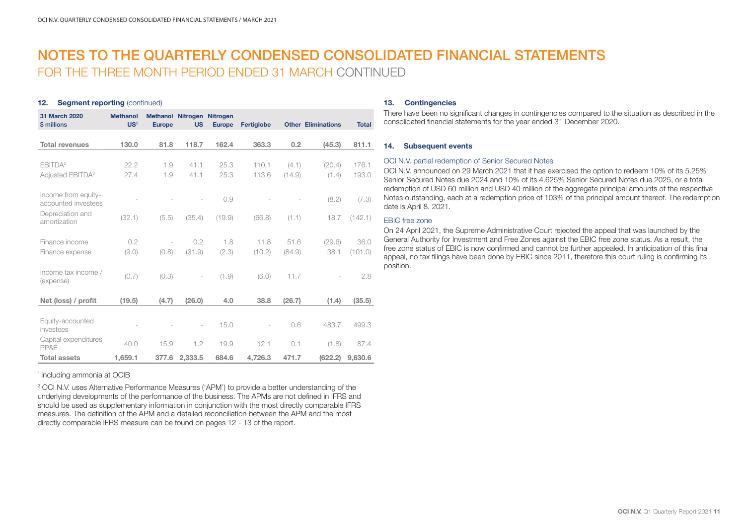# NOTES TO THE QUARTERLY CONDENSED CONSOLIDATED FINANCIAL STATEMENTS

## FOR THE THREE MONTH PERIOD ENDED 31 MARCH CONTINUED

### 12. Segment reporting (continued)

| 31 March 2020 $ millions | Methanol US[1] | Methanol Europe | Nitrogen US | Nitrogen Europe | Fertiglobe | Other | Eliminations | Total |
|---|---|---|---|---|---|---|---|---|
| **Total revenues** | **130.0** | **81.8** | **118.7** | **162.4** | **363.3** | **0.2** | **(45.3)** | **811.1** |
| EBITDA[2] | 22.2 | 1.9 | 41.1 | 25.3 | 110.1 | (4.1) | (20.4) | 176.1 |
| Adjusted EBITDA[2] | 27.4 | 1.9 | 41.1 | 25.3 | 113.6 | (14.9) | (1.4) | 193.0 |
| Income from equity-accounted investees | - | - | - | 0.9 | - | - | (8.2) | (7.3) |
| Depreciation and amortization | (32.1) | (5.5) | (35.4) | (19.9) | (66.8) | (1.1) | 18.7 | (142.1) |
| Finance income | 0.2 | - | 0.2 | 1.8 | 11.8 | 51.6 | (29.6) | 36.0 |
| Finance expense | (9.0) | (0.8) | (31.9) | (2.3) | (10.2) | (84.9) | 38.1 | (101.0) |
| Income tax income / (expense) | (0.7) | (0.3) | - | (1.9) | (6.0) | 11.7 | - | 2.8 |
| **Net (loss) / profit** | **(19.5)** | **(4.7)** | **(26.0)** | **4.0** | **38.8** | **(26.7)** | **(1.4)** | **(35.5)** |
| Equity-accounted investees | - | - | - | 15.0 | - | 0.6 | 483.7 | 499.3 |
| Capital expenditures PP&E | 40.0 | 15.9 | 1.2 | 19.9 | 12.1 | 0.1 | (1.8) | 87.4 |
| **Total assets** | **1,659.1** | **377.6** | **2,333.5** | **684.6** | **4,726.3** | **471.7** | **(622.2)** | **9,630.6** |

[1] Including ammonia at OCIB

[2] OCI N.V. uses Alternative Performance Measures ('APM') to provide a better understanding of the underlying developments of the performance of the business. The APMs are not defined in IFRS and should be used as supplementary information in conjunction with the most directly comparable IFRS measures. The definition of the APM and a detailed reconciliation between the APM and the most directly comparable IFRS measure can be found on pages 12 - 13 of the report.

### 13. Contingencies

There have been no significant changes in contingencies compared to the situation as described in the consolidated financial statements for the year ended 31 December 2020.

### 14. Subsequent events

#### OCI N.V. partial redemption of Senior Secured Notes

OCI N.V. announced on 29 March 2021 that it has exercised the option to redeem 10% of its 5.25% Senior Secured Notes due 2024 and 10% of its 4.625% Senior Secured Notes due 2025, or a total redemption of USD 60 million and USD 40 million of the aggregate principal amounts of the respective Notes outstanding, each at a redemption price of 103% of the principal amount thereof. The redemption date is April 8, 2021.

#### EBIC free zone

On 24 April 2021, the Supreme Administrative Court rejected the appeal that was launched by the General Authority for Investment and Free Zones against the EBIC free zone status. As a result, the free zone status of EBIC is now confirmed and cannot be further appealed. In anticipation of this final appeal, no tax filings have been done by EBIC since 2011, therefore this court ruling is confirming its position.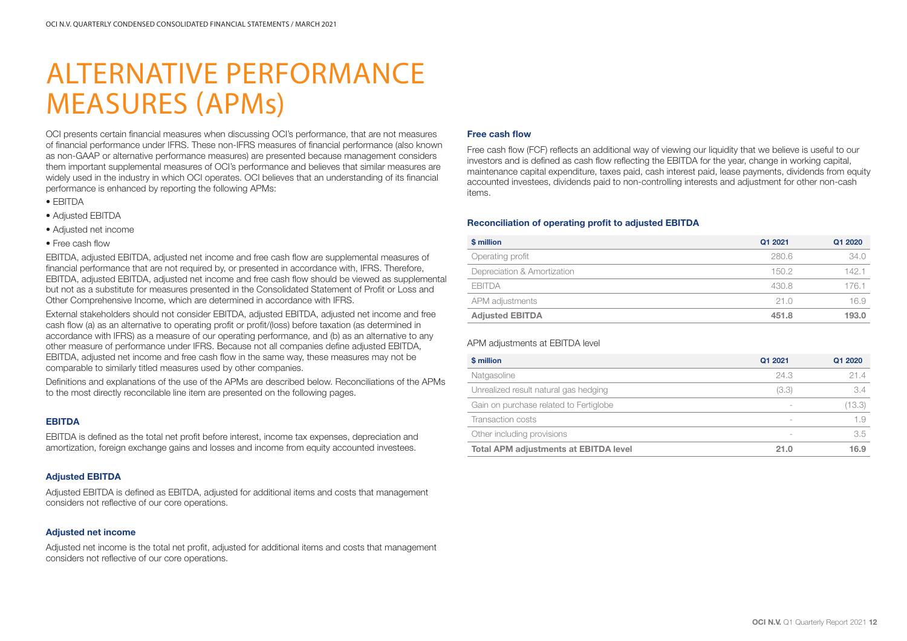# ALTERNATIVE PERFORMANCE MEASURES (APMs)

OCI presents certain financial measures when discussing OCI's performance, that are not measures of financial performance under IFRS. These non-IFRS measures of financial performance (also known as non-GAAP or alternative performance measures) are presented because management considers them important supplemental measures of OCI's performance and believes that similar measures are widely used in the industry in which OCI operates. OCI believes that an understanding of its financial performance is enhanced by reporting the following APMs:

- EBITDA
- Adjusted EBITDA
- Adjusted net income
- Free cash flow

EBITDA, adjusted EBITDA, adjusted net income and free cash flow are supplemental measures of financial performance that are not required by, or presented in accordance with, IFRS. Therefore, EBITDA, adjusted EBITDA, adjusted net income and free cash flow should be viewed as supplemental but not as a substitute for measures presented in the Consolidated Statement of Profit or Loss and Other Comprehensive Income, which are determined in accordance with IFRS.

External stakeholders should not consider EBITDA, adjusted EBITDA, adjusted net income and free cash flow (a) as an alternative to operating profit or profit/(loss) before taxation (as determined in accordance with IFRS) as a measure of our operating performance, and (b) as an alternative to any other measure of performance under IFRS. Because not all companies define adjusted EBITDA, EBITDA, adjusted net income and free cash flow in the same way, these measures may not be comparable to similarly titled measures used by other companies.

Definitions and explanations of the use of the APMs are described below. Reconciliations of the APMs to the most directly reconcilable line item are presented on the following pages.

### EBITDA

EBITDA is defined as the total net profit before interest, income tax expenses, depreciation and amortization, foreign exchange gains and losses and income from equity accounted investees.

### Adjusted EBITDA

Adjusted EBITDA is defined as EBITDA, adjusted for additional items and costs that management considers not reflective of our core operations.

### Adjusted net income

Adjusted net income is the total net profit, adjusted for additional items and costs that management considers not reflective of our core operations.

### Free cash flow

Free cash flow (FCF) reflects an additional way of viewing our liquidity that we believe is useful to our investors and is defined as cash flow reflecting the EBITDA for the year, change in working capital, maintenance capital expenditure, taxes paid, cash interest paid, lease payments, dividends from equity accounted investees, dividends paid to non-controlling interests and adjustment for other non-cash items.

### Reconciliation of operating profit to adjusted EBITDA

| $ million | Q1 2021 | Q1 2020 |
|---|---|---|
| Operating profit | 280.6 | 34.0 |
| Depreciation & Amortization | 150.2 | 142.1 |
| EBITDA | 430.8 | 176.1 |
| APM adjustments | 21.0 | 16.9 |
| **Adjusted EBITDA** | **451.8** | **193.0** |

APM adjustments at EBITDA level

| $ million | Q1 2021 | Q1 2020 |
|---|---|---|
| Natgasoline | 24.3 | 21.4 |
| Unrealized result natural gas hedging | (3.3) | 3.4 |
| Gain on purchase related to Fertiglobe | - | (13.3) |
| Transaction costs | - | 1.9 |
| Other including provisions | - | 3.5 |
| **Total APM adjustments at EBITDA level** | **21.0** | **16.9** |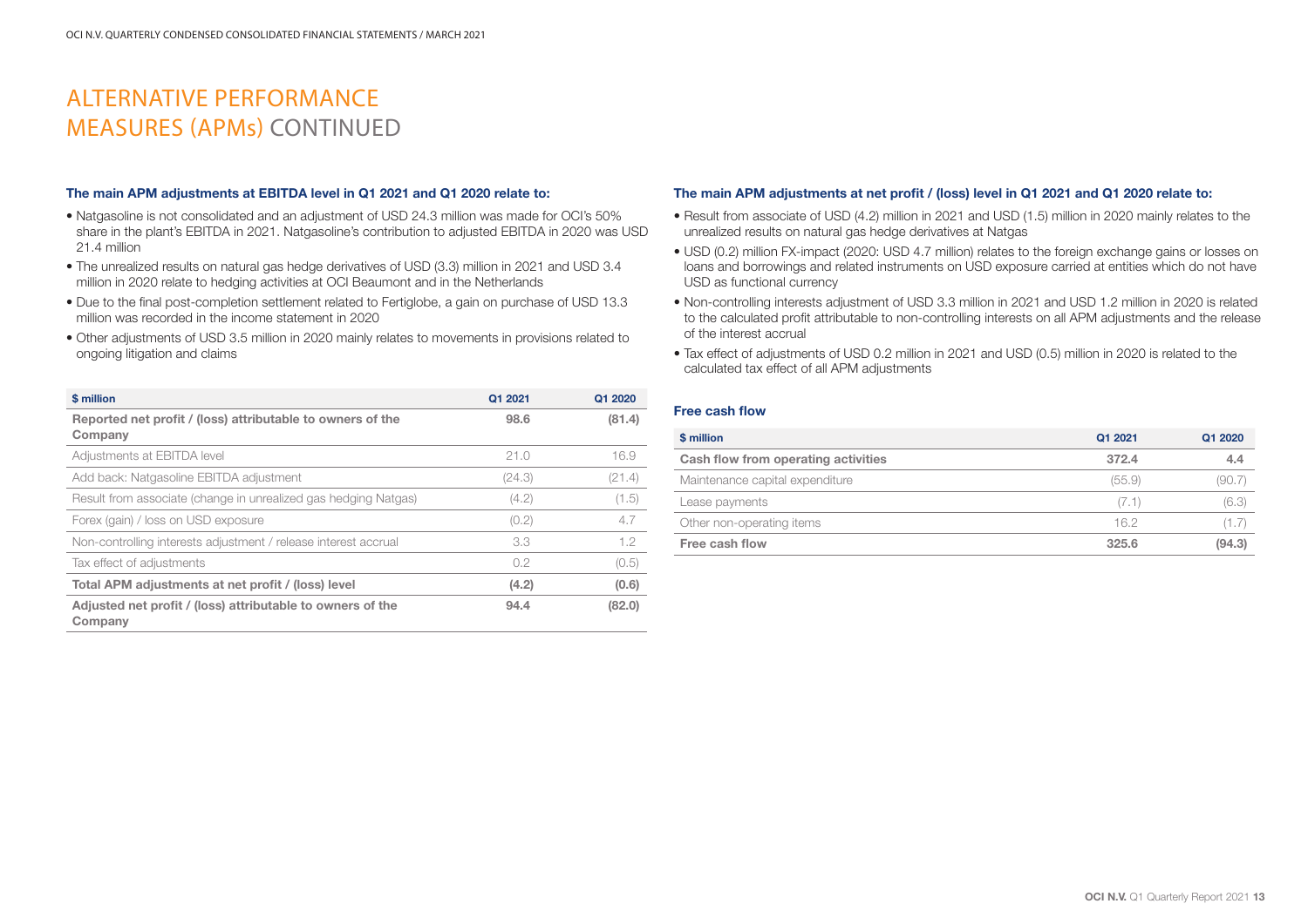# ALTERNATIVE PERFORMANCE MEASURES (APMs) CONTINUED

**The main APM adjustments at EBITDA level in Q1 2021 and Q1 2020 relate to:**

- Natgasoline is not consolidated and an adjustment of USD 24.3 million was made for OCI's 50% share in the plant's EBITDA in 2021. Natgasoline's contribution to adjusted EBITDA in 2020 was USD 21.4 million
- The unrealized results on natural gas hedge derivatives of USD (3.3) million in 2021 and USD 3.4 million in 2020 relate to hedging activities at OCI Beaumont and in the Netherlands
- Due to the final post-completion settlement related to Fertiglobe, a gain on purchase of USD 13.3 million was recorded in the income statement in 2020
- Other adjustments of USD 3.5 million in 2020 mainly relates to movements in provisions related to ongoing litigation and claims

| $ million | Q1 2021 | Q1 2020 |
|---|---|---|
| **Reported net profit / (loss) attributable to owners of the Company** | **98.6** | **(81.4)** |
| Adjustments at EBITDA level | 21.0 | 16.9 |
| Add back: Natgasoline EBITDA adjustment | (24.3) | (21.4) |
| Result from associate (change in unrealized gas hedging Natgas) | (4.2) | (1.5) |
| Forex (gain) / loss on USD exposure | (0.2) | 4.7 |
| Non-controlling interests adjustment / release interest accrual | 3.3 | 1.2 |
| Tax effect of adjustments | 0.2 | (0.5) |
| **Total APM adjustments at net profit / (loss) level** | **(4.2)** | **(0.6)** |
| **Adjusted net profit / (loss) attributable to owners of the Company** | **94.4** | **(82.0)** |

**The main APM adjustments at net profit / (loss) level in Q1 2021 and Q1 2020 relate to:**

- Result from associate of USD (4.2) million in 2021 and USD (1.5) million in 2020 mainly relates to the unrealized results on natural gas hedge derivatives at Natgas
- USD (0.2) million FX-impact (2020: USD 4.7 million) relates to the foreign exchange gains or losses on loans and borrowings and related instruments on USD exposure carried at entities which do not have USD as functional currency
- Non-controlling interests adjustment of USD 3.3 million in 2021 and USD 1.2 million in 2020 is related to the calculated profit attributable to non-controlling interests on all APM adjustments and the release of the interest accrual
- Tax effect of adjustments of USD 0.2 million in 2021 and USD (0.5) million in 2020 is related to the calculated tax effect of all APM adjustments

**Free cash flow**

| $ million | Q1 2021 | Q1 2020 |
|---|---|---|
| **Cash flow from operating activities** | **372.4** | **4.4** |
| Maintenance capital expenditure | (55.9) | (90.7) |
| Lease payments | (7.1) | (6.3) |
| Other non-operating items | 16.2 | (1.7) |
| **Free cash flow** | **325.6** | **(94.3)** |